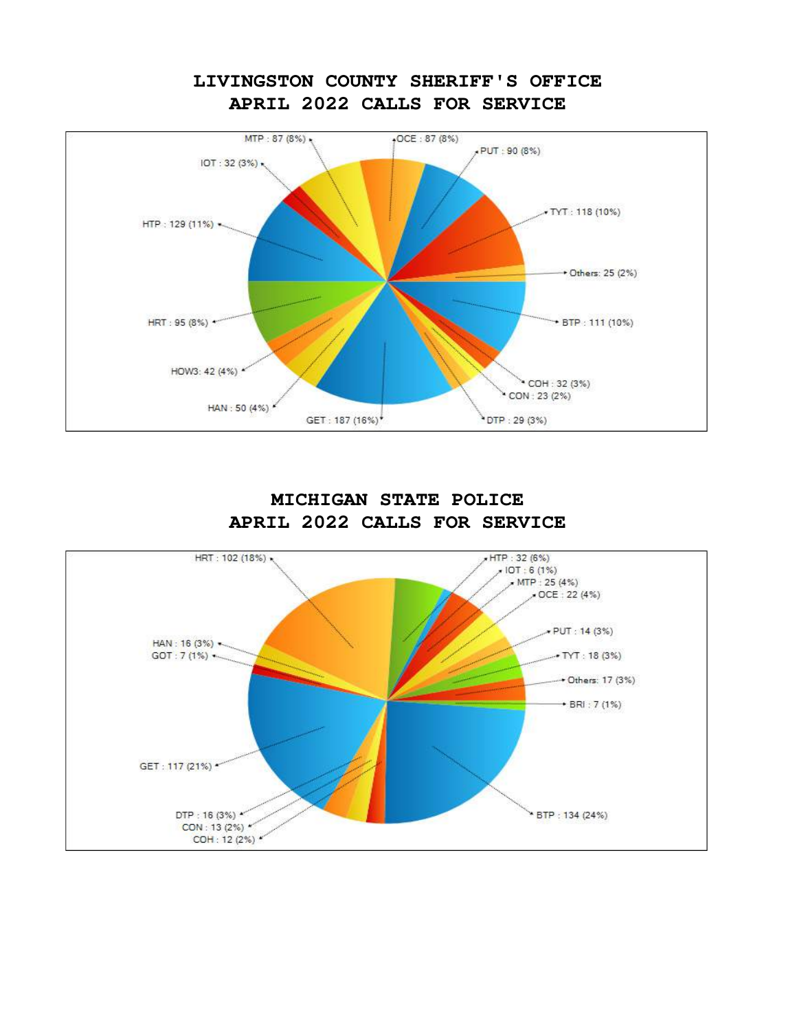## LIVINGSTON COUNTY SHERIFF'S OFFICE
## APRIL 2022 CALLS FOR SERVICE

MTP : 87 (8%)
OCE : 87 (8%)
PUT : 90 (8%)
IOT : 32 (3%)
TYT : 118 (10%)
HTP : 129 (11%)
Others: 25 (2%)
HRT : 95 (8%)
BTP : 111 (10%)
HOW3: 42 (4%)
COH : 32 (3%)
CON : 23 (2%)
HAN : 50 (4%)
GET : 187 (16%)
DTP : 29 (3%)

## MICHIGAN STATE POLICE
## APRIL 2022 CALLS FOR SERVICE

HRT : 102 (18%)
HTP : 32 (6%)
IOT : 6 (1%)
MTP : 25 (4%)
OCE : 22 (4%)
HAN : 16 (3%)
GOT : 7 (1%)
PUT : 14 (3%)
TYT : 18 (3%)
Others: 17 (3%)
BRI : 7 (1%)
GET : 117 (21%)
DTP : 16 (3%)
CON : 13 (2%)
COH : 12 (2%)
BTP : 134 (24%)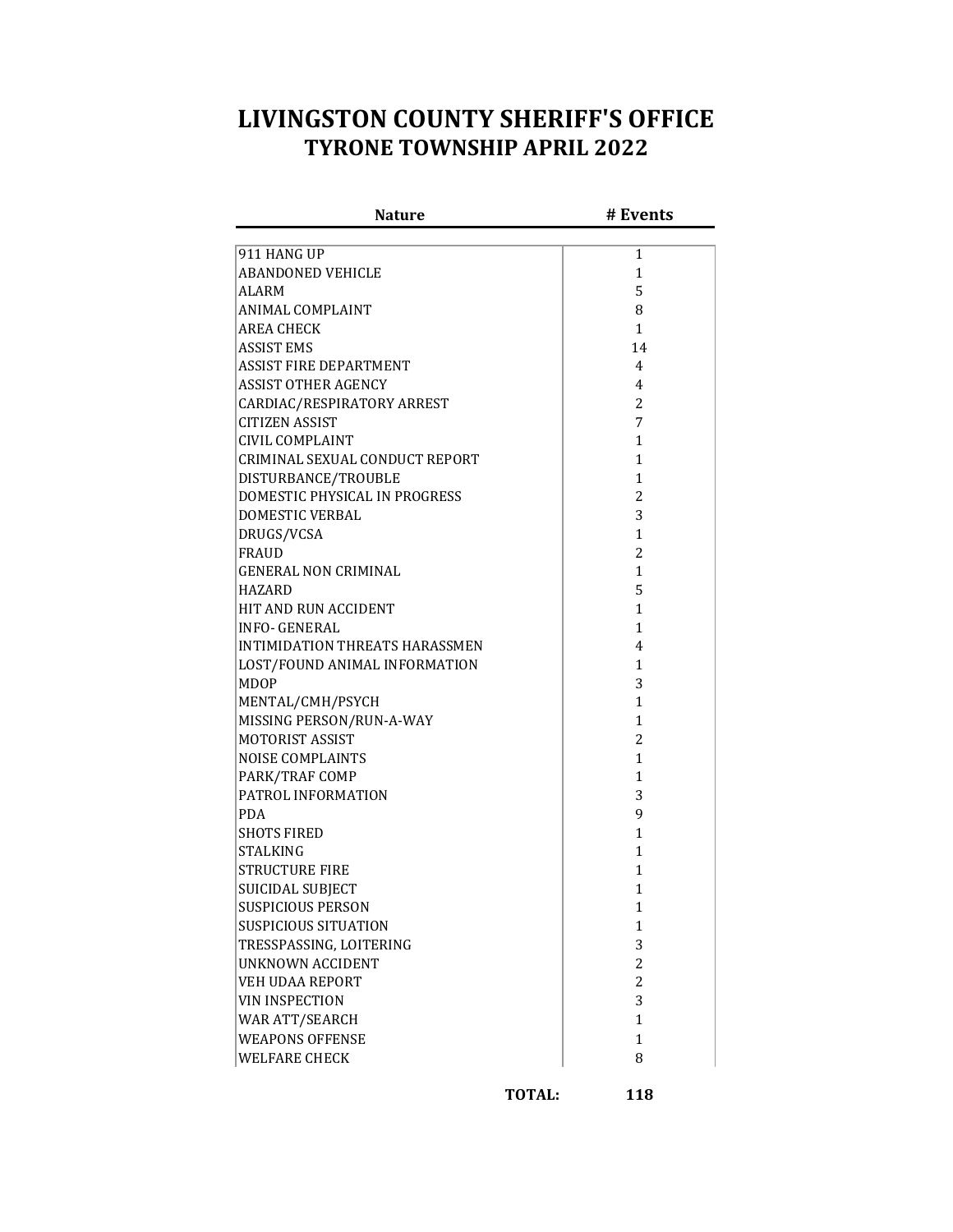# LIVINGSTON COUNTY SHERIFF'S OFFICE

## TYRONE TOWNSHIP APRIL 2022

| Nature | # Events |
|---|---|
| 911 HANG UP | 1 |
| ABANDONED VEHICLE | 1 |
| ALARM | 5 |
| ANIMAL COMPLAINT | 8 |
| AREA CHECK | 1 |
| ASSIST EMS | 14 |
| ASSIST FIRE DEPARTMENT | 4 |
| ASSIST OTHER AGENCY | 4 |
| CARDIAC/RESPIRATORY ARREST | 2 |
| CITIZEN ASSIST | 7 |
| CIVIL COMPLAINT | 1 |
| CRIMINAL SEXUAL CONDUCT REPORT | 1 |
| DISTURBANCE/TROUBLE | 1 |
| DOMESTIC PHYSICAL IN PROGRESS | 2 |
| DOMESTIC VERBAL | 3 |
| DRUGS/VCSA | 1 |
| FRAUD | 2 |
| GENERAL NON CRIMINAL | 1 |
| HAZARD | 5 |
| HIT AND RUN ACCIDENT | 1 |
| INFO- GENERAL | 1 |
| INTIMIDATION THREATS HARASSMEN | 4 |
| LOST/FOUND ANIMAL INFORMATION | 1 |
| MDOP | 3 |
| MENTAL/CMH/PSYCH | 1 |
| MISSING PERSON/RUN-A-WAY | 1 |
| MOTORIST ASSIST | 2 |
| NOISE COMPLAINTS | 1 |
| PARK/TRAF COMP | 1 |
| PATROL INFORMATION | 3 |
| PDA | 9 |
| SHOTS FIRED | 1 |
| STALKING | 1 |
| STRUCTURE FIRE | 1 |
| SUICIDAL SUBJECT | 1 |
| SUSPICIOUS PERSON | 1 |
| SUSPICIOUS SITUATION | 1 |
| TRESSPASSING, LOITERING | 3 |
| UNKNOWN ACCIDENT | 2 |
| VEH UDAA REPORT | 2 |
| VIN INSPECTION | 3 |
| WAR ATT/SEARCH | 1 |
| WEAPONS OFFENSE | 1 |
| WELFARE CHECK | 8 |
| **TOTAL:** | **118** |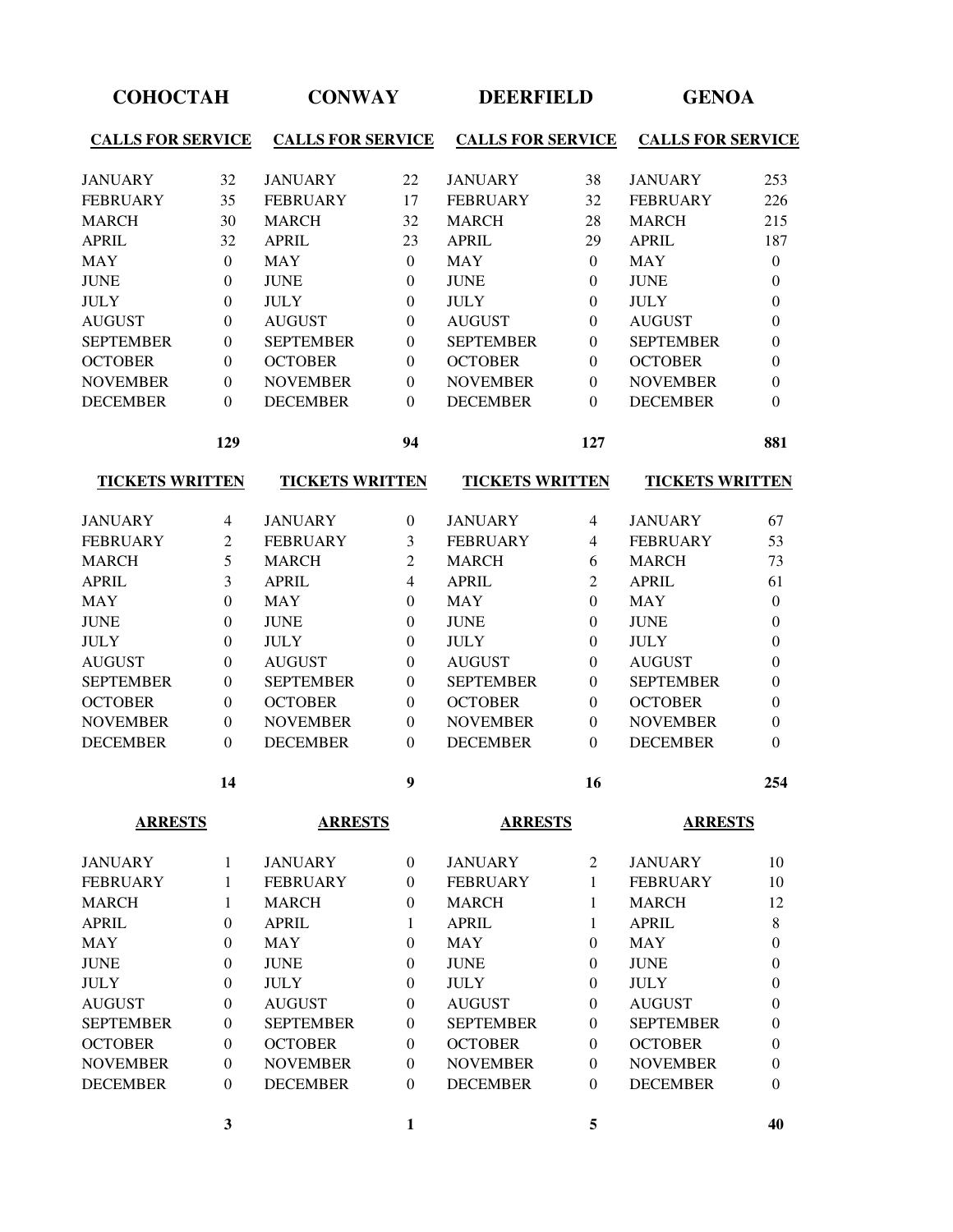| COHOCTAH | | CONWAY | | DEERFIELD | | GENOA | |
|---|---|---|---|---|---|---|---|
| **CALLS FOR SERVICE** | | **CALLS FOR SERVICE** | | **CALLS FOR SERVICE** | | **CALLS FOR SERVICE** | |
| JANUARY | 32 | JANUARY | 22 | JANUARY | 38 | JANUARY | 253 |
| FEBRUARY | 35 | FEBRUARY | 17 | FEBRUARY | 32 | FEBRUARY | 226 |
| MARCH | 30 | MARCH | 32 | MARCH | 28 | MARCH | 215 |
| APRIL | 32 | APRIL | 23 | APRIL | 29 | APRIL | 187 |
| MAY | 0 | MAY | 0 | MAY | 0 | MAY | 0 |
| JUNE | 0 | JUNE | 0 | JUNE | 0 | JUNE | 0 |
| JULY | 0 | JULY | 0 | JULY | 0 | JULY | 0 |
| AUGUST | 0 | AUGUST | 0 | AUGUST | 0 | AUGUST | 0 |
| SEPTEMBER | 0 | SEPTEMBER | 0 | SEPTEMBER | 0 | SEPTEMBER | 0 |
| OCTOBER | 0 | OCTOBER | 0 | OCTOBER | 0 | OCTOBER | 0 |
| NOVEMBER | 0 | NOVEMBER | 0 | NOVEMBER | 0 | NOVEMBER | 0 |
| DECEMBER | 0 | DECEMBER | 0 | DECEMBER | 0 | DECEMBER | 0 |
| | **129** | | **94** | | **127** | | **881** |
| **TICKETS WRITTEN** | | **TICKETS WRITTEN** | | **TICKETS WRITTEN** | | **TICKETS WRITTEN** | |
| JANUARY | 4 | JANUARY | 0 | JANUARY | 4 | JANUARY | 67 |
| FEBRUARY | 2 | FEBRUARY | 3 | FEBRUARY | 4 | FEBRUARY | 53 |
| MARCH | 5 | MARCH | 2 | MARCH | 6 | MARCH | 73 |
| APRIL | 3 | APRIL | 4 | APRIL | 2 | APRIL | 61 |
| MAY | 0 | MAY | 0 | MAY | 0 | MAY | 0 |
| JUNE | 0 | JUNE | 0 | JUNE | 0 | JUNE | 0 |
| JULY | 0 | JULY | 0 | JULY | 0 | JULY | 0 |
| AUGUST | 0 | AUGUST | 0 | AUGUST | 0 | AUGUST | 0 |
| SEPTEMBER | 0 | SEPTEMBER | 0 | SEPTEMBER | 0 | SEPTEMBER | 0 |
| OCTOBER | 0 | OCTOBER | 0 | OCTOBER | 0 | OCTOBER | 0 |
| NOVEMBER | 0 | NOVEMBER | 0 | NOVEMBER | 0 | NOVEMBER | 0 |
| DECEMBER | 0 | DECEMBER | 0 | DECEMBER | 0 | DECEMBER | 0 |
| | **14** | | **9** | | **16** | | **254** |
| **ARRESTS** | | **ARRESTS** | | **ARRESTS** | | **ARRESTS** | |
| JANUARY | 1 | JANUARY | 0 | JANUARY | 2 | JANUARY | 10 |
| FEBRUARY | 1 | FEBRUARY | 0 | FEBRUARY | 1 | FEBRUARY | 10 |
| MARCH | 1 | MARCH | 0 | MARCH | 1 | MARCH | 12 |
| APRIL | 0 | APRIL | 1 | APRIL | 1 | APRIL | 8 |
| MAY | 0 | MAY | 0 | MAY | 0 | MAY | 0 |
| JUNE | 0 | JUNE | 0 | JUNE | 0 | JUNE | 0 |
| JULY | 0 | JULY | 0 | JULY | 0 | JULY | 0 |
| AUGUST | 0 | AUGUST | 0 | AUGUST | 0 | AUGUST | 0 |
| SEPTEMBER | 0 | SEPTEMBER | 0 | SEPTEMBER | 0 | SEPTEMBER | 0 |
| OCTOBER | 0 | OCTOBER | 0 | OCTOBER | 0 | OCTOBER | 0 |
| NOVEMBER | 0 | NOVEMBER | 0 | NOVEMBER | 0 | NOVEMBER | 0 |
| DECEMBER | 0 | DECEMBER | 0 | DECEMBER | 0 | DECEMBER | 0 |
| | **3** | | **1** | | **5** | | **40** |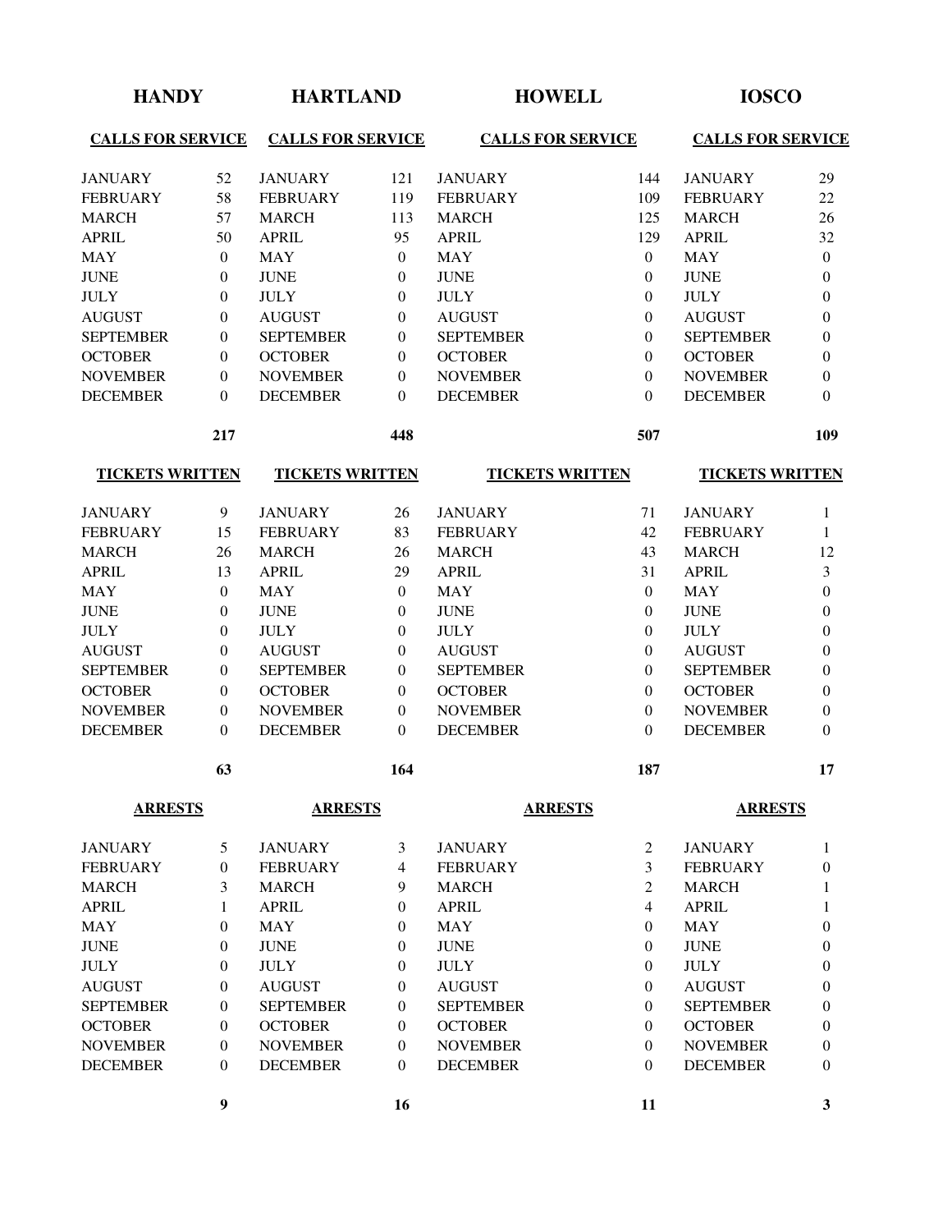| HANDY | | HARTLAND | | HOWELL | | IOSCO | |
|---|---|---|---|---|---|---|---|
| **CALLS FOR SERVICE** | | **CALLS FOR SERVICE** | | **CALLS FOR SERVICE** | | **CALLS FOR SERVICE** | |
| JANUARY | 52 | JANUARY | 121 | JANUARY | 144 | JANUARY | 29 |
| FEBRUARY | 58 | FEBRUARY | 119 | FEBRUARY | 109 | FEBRUARY | 22 |
| MARCH | 57 | MARCH | 113 | MARCH | 125 | MARCH | 26 |
| APRIL | 50 | APRIL | 95 | APRIL | 129 | APRIL | 32 |
| MAY | 0 | MAY | 0 | MAY | 0 | MAY | 0 |
| JUNE | 0 | JUNE | 0 | JUNE | 0 | JUNE | 0 |
| JULY | 0 | JULY | 0 | JULY | 0 | JULY | 0 |
| AUGUST | 0 | AUGUST | 0 | AUGUST | 0 | AUGUST | 0 |
| SEPTEMBER | 0 | SEPTEMBER | 0 | SEPTEMBER | 0 | SEPTEMBER | 0 |
| OCTOBER | 0 | OCTOBER | 0 | OCTOBER | 0 | OCTOBER | 0 |
| NOVEMBER | 0 | NOVEMBER | 0 | NOVEMBER | 0 | NOVEMBER | 0 |
| DECEMBER | 0 | DECEMBER | 0 | DECEMBER | 0 | DECEMBER | 0 |
| | **217** | | **448** | | **507** | | **109** |
| **TICKETS WRITTEN** | | **TICKETS WRITTEN** | | **TICKETS WRITTEN** | | **TICKETS WRITTEN** | |
| JANUARY | 9 | JANUARY | 26 | JANUARY | 71 | JANUARY | 1 |
| FEBRUARY | 15 | FEBRUARY | 83 | FEBRUARY | 42 | FEBRUARY | 1 |
| MARCH | 26 | MARCH | 26 | MARCH | 43 | MARCH | 12 |
| APRIL | 13 | APRIL | 29 | APRIL | 31 | APRIL | 3 |
| MAY | 0 | MAY | 0 | MAY | 0 | MAY | 0 |
| JUNE | 0 | JUNE | 0 | JUNE | 0 | JUNE | 0 |
| JULY | 0 | JULY | 0 | JULY | 0 | JULY | 0 |
| AUGUST | 0 | AUGUST | 0 | AUGUST | 0 | AUGUST | 0 |
| SEPTEMBER | 0 | SEPTEMBER | 0 | SEPTEMBER | 0 | SEPTEMBER | 0 |
| OCTOBER | 0 | OCTOBER | 0 | OCTOBER | 0 | OCTOBER | 0 |
| NOVEMBER | 0 | NOVEMBER | 0 | NOVEMBER | 0 | NOVEMBER | 0 |
| DECEMBER | 0 | DECEMBER | 0 | DECEMBER | 0 | DECEMBER | 0 |
| | **63** | | **164** | | **187** | | **17** |
| **ARRESTS** | | **ARRESTS** | | **ARRESTS** | | **ARRESTS** | |
| JANUARY | 5 | JANUARY | 3 | JANUARY | 2 | JANUARY | 1 |
| FEBRUARY | 0 | FEBRUARY | 4 | FEBRUARY | 3 | FEBRUARY | 0 |
| MARCH | 3 | MARCH | 9 | MARCH | 2 | MARCH | 1 |
| APRIL | 1 | APRIL | 0 | APRIL | 4 | APRIL | 1 |
| MAY | 0 | MAY | 0 | MAY | 0 | MAY | 0 |
| JUNE | 0 | JUNE | 0 | JUNE | 0 | JUNE | 0 |
| JULY | 0 | JULY | 0 | JULY | 0 | JULY | 0 |
| AUGUST | 0 | AUGUST | 0 | AUGUST | 0 | AUGUST | 0 |
| SEPTEMBER | 0 | SEPTEMBER | 0 | SEPTEMBER | 0 | SEPTEMBER | 0 |
| OCTOBER | 0 | OCTOBER | 0 | OCTOBER | 0 | OCTOBER | 0 |
| NOVEMBER | 0 | NOVEMBER | 0 | NOVEMBER | 0 | NOVEMBER | 0 |
| DECEMBER | 0 | DECEMBER | 0 | DECEMBER | 0 | DECEMBER | 0 |
| | **9** | | **16** | | **11** | | **3** |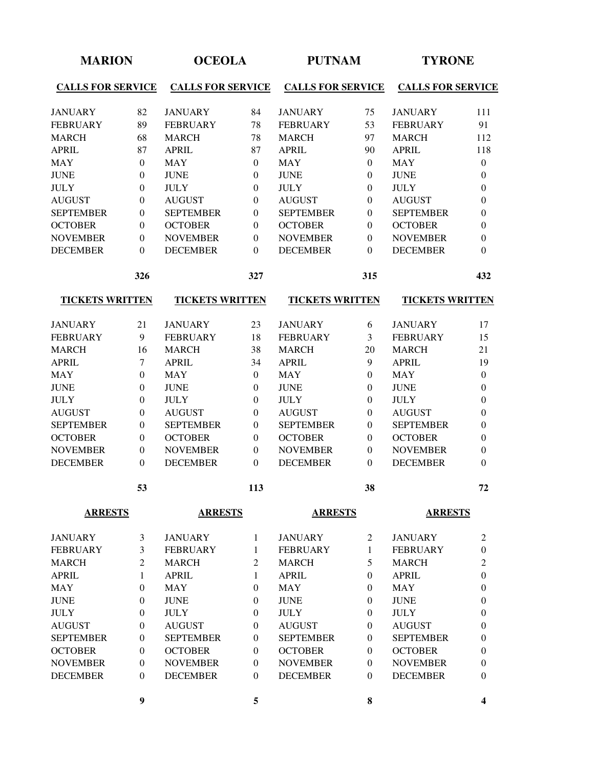| MARION | | OCEOLA | | PUTNAM | | TYRONE | |
|---|---|---|---|---|---|---|---|
| **CALLS FOR SERVICE** | | **CALLS FOR SERVICE** | | **CALLS FOR SERVICE** | | **CALLS FOR SERVICE** | |
| JANUARY | 82 | JANUARY | 84 | JANUARY | 75 | JANUARY | 111 |
| FEBRUARY | 89 | FEBRUARY | 78 | FEBRUARY | 53 | FEBRUARY | 91 |
| MARCH | 68 | MARCH | 78 | MARCH | 97 | MARCH | 112 |
| APRIL | 87 | APRIL | 87 | APRIL | 90 | APRIL | 118 |
| MAY | 0 | MAY | 0 | MAY | 0 | MAY | 0 |
| JUNE | 0 | JUNE | 0 | JUNE | 0 | JUNE | 0 |
| JULY | 0 | JULY | 0 | JULY | 0 | JULY | 0 |
| AUGUST | 0 | AUGUST | 0 | AUGUST | 0 | AUGUST | 0 |
| SEPTEMBER | 0 | SEPTEMBER | 0 | SEPTEMBER | 0 | SEPTEMBER | 0 |
| OCTOBER | 0 | OCTOBER | 0 | OCTOBER | 0 | OCTOBER | 0 |
| NOVEMBER | 0 | NOVEMBER | 0 | NOVEMBER | 0 | NOVEMBER | 0 |
| DECEMBER | 0 | DECEMBER | 0 | DECEMBER | 0 | DECEMBER | 0 |
| | **326** | | **327** | | **315** | | **432** |
| **TICKETS WRITTEN** | | **TICKETS WRITTEN** | | **TICKETS WRITTEN** | | **TICKETS WRITTEN** | |
| JANUARY | 21 | JANUARY | 23 | JANUARY | 6 | JANUARY | 17 |
| FEBRUARY | 9 | FEBRUARY | 18 | FEBRUARY | 3 | FEBRUARY | 15 |
| MARCH | 16 | MARCH | 38 | MARCH | 20 | MARCH | 21 |
| APRIL | 7 | APRIL | 34 | APRIL | 9 | APRIL | 19 |
| MAY | 0 | MAY | 0 | MAY | 0 | MAY | 0 |
| JUNE | 0 | JUNE | 0 | JUNE | 0 | JUNE | 0 |
| JULY | 0 | JULY | 0 | JULY | 0 | JULY | 0 |
| AUGUST | 0 | AUGUST | 0 | AUGUST | 0 | AUGUST | 0 |
| SEPTEMBER | 0 | SEPTEMBER | 0 | SEPTEMBER | 0 | SEPTEMBER | 0 |
| OCTOBER | 0 | OCTOBER | 0 | OCTOBER | 0 | OCTOBER | 0 |
| NOVEMBER | 0 | NOVEMBER | 0 | NOVEMBER | 0 | NOVEMBER | 0 |
| DECEMBER | 0 | DECEMBER | 0 | DECEMBER | 0 | DECEMBER | 0 |
| | **53** | | **113** | | **38** | | **72** |
| **ARRESTS** | | **ARRESTS** | | **ARRESTS** | | **ARRESTS** | |
| JANUARY | 3 | JANUARY | 1 | JANUARY | 2 | JANUARY | 2 |
| FEBRUARY | 3 | FEBRUARY | 1 | FEBRUARY | 1 | FEBRUARY | 0 |
| MARCH | 2 | MARCH | 2 | MARCH | 5 | MARCH | 2 |
| APRIL | 1 | APRIL | 1 | APRIL | 0 | APRIL | 0 |
| MAY | 0 | MAY | 0 | MAY | 0 | MAY | 0 |
| JUNE | 0 | JUNE | 0 | JUNE | 0 | JUNE | 0 |
| JULY | 0 | JULY | 0 | JULY | 0 | JULY | 0 |
| AUGUST | 0 | AUGUST | 0 | AUGUST | 0 | AUGUST | 0 |
| SEPTEMBER | 0 | SEPTEMBER | 0 | SEPTEMBER | 0 | SEPTEMBER | 0 |
| OCTOBER | 0 | OCTOBER | 0 | OCTOBER | 0 | OCTOBER | 0 |
| NOVEMBER | 0 | NOVEMBER | 0 | NOVEMBER | 0 | NOVEMBER | 0 |
| DECEMBER | 0 | DECEMBER | 0 | DECEMBER | 0 | DECEMBER | 0 |
| | **9** | | **5** | | **8** | | **4** |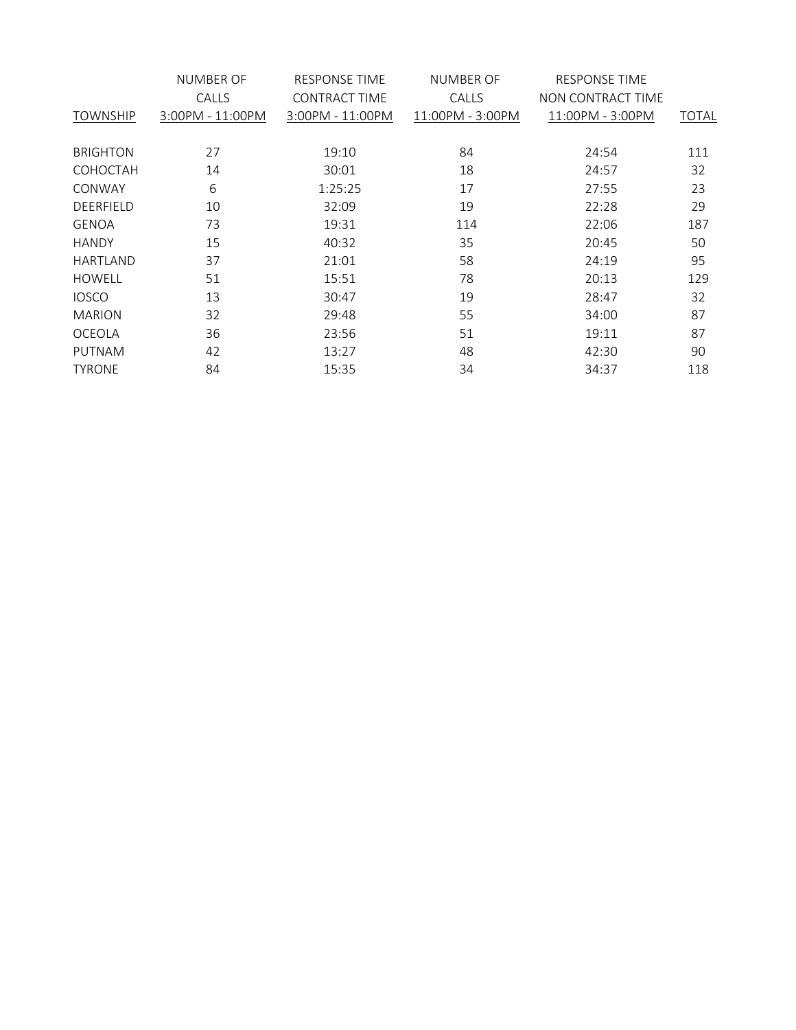| TOWNSHIP | NUMBER OF CALLS 3:00PM - 11:00PM | RESPONSE TIME CONTRACT TIME 3:00PM - 11:00PM | NUMBER OF CALLS 11:00PM - 3:00PM | RESPONSE TIME NON CONTRACT TIME 11:00PM - 3:00PM | TOTAL |
|---|---|---|---|---|---|
| BRIGHTON | 27 | 19:10 | 84 | 24:54 | 111 |
| COHOCTAH | 14 | 30:01 | 18 | 24:57 | 32 |
| CONWAY | 6 | 1:25:25 | 17 | 27:55 | 23 |
| DEERFIELD | 10 | 32:09 | 19 | 22:28 | 29 |
| GENOA | 73 | 19:31 | 114 | 22:06 | 187 |
| HANDY | 15 | 40:32 | 35 | 20:45 | 50 |
| HARTLAND | 37 | 21:01 | 58 | 24:19 | 95 |
| HOWELL | 51 | 15:51 | 78 | 20:13 | 129 |
| IOSCO | 13 | 30:47 | 19 | 28:47 | 32 |
| MARION | 32 | 29:48 | 55 | 34:00 | 87 |
| OCEOLA | 36 | 23:56 | 51 | 19:11 | 87 |
| PUTNAM | 42 | 13:27 | 48 | 42:30 | 90 |
| TYRONE | 84 | 15:35 | 34 | 34:37 | 118 |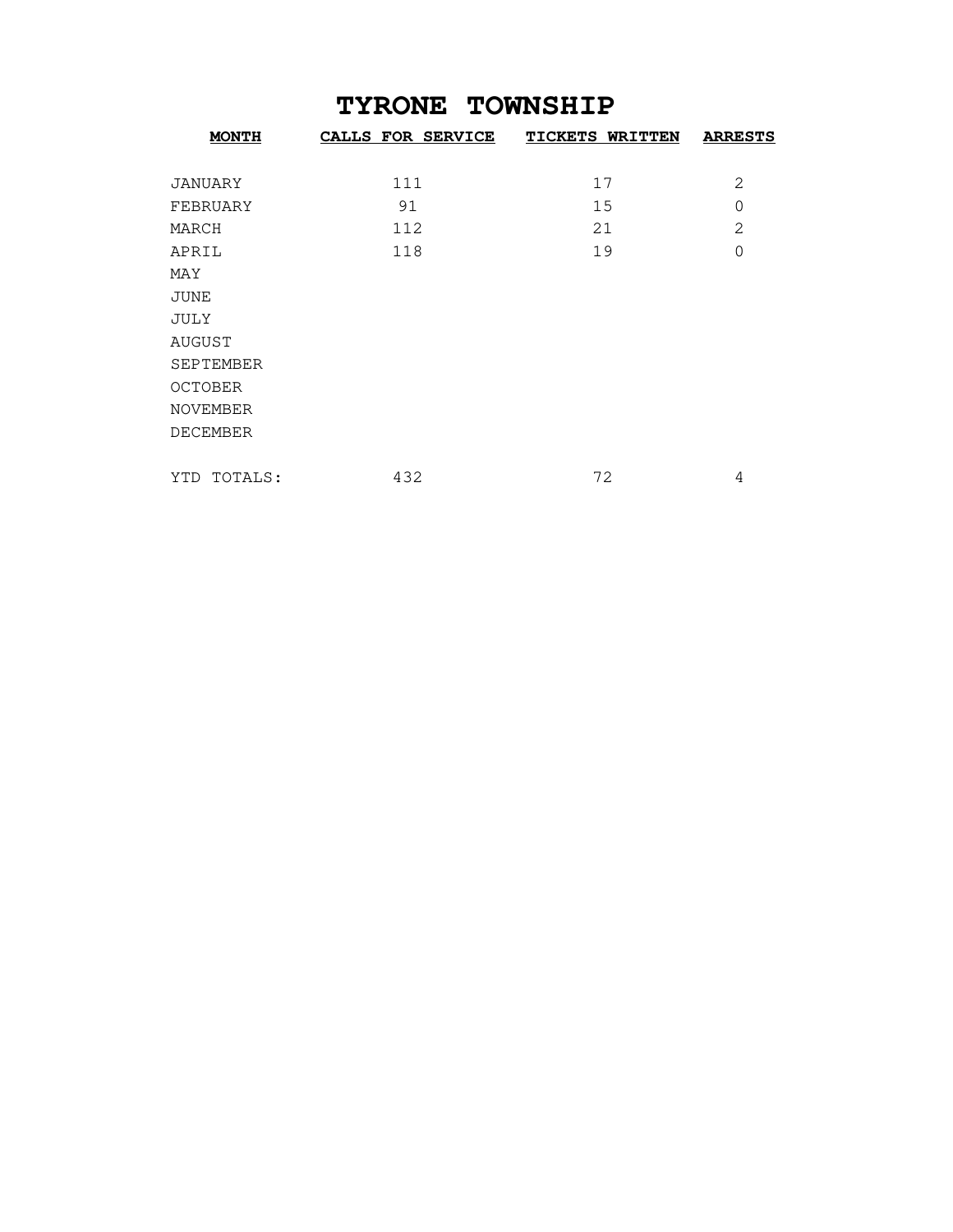# TYRONE TOWNSHIP

| MONTH | CALLS FOR SERVICE | TICKETS WRITTEN | ARRESTS |
|---|---|---|---|
| JANUARY | 111 | 17 | 2 |
| FEBRUARY | 91 | 15 | 0 |
| MARCH | 112 | 21 | 2 |
| APRIL | 118 | 19 | 0 |
| MAY | | | |
| JUNE | | | |
| JULY | | | |
| AUGUST | | | |
| SEPTEMBER | | | |
| OCTOBER | | | |
| NOVEMBER | | | |
| DECEMBER | | | |
| YTD TOTALS: | 432 | 72 | 4 |